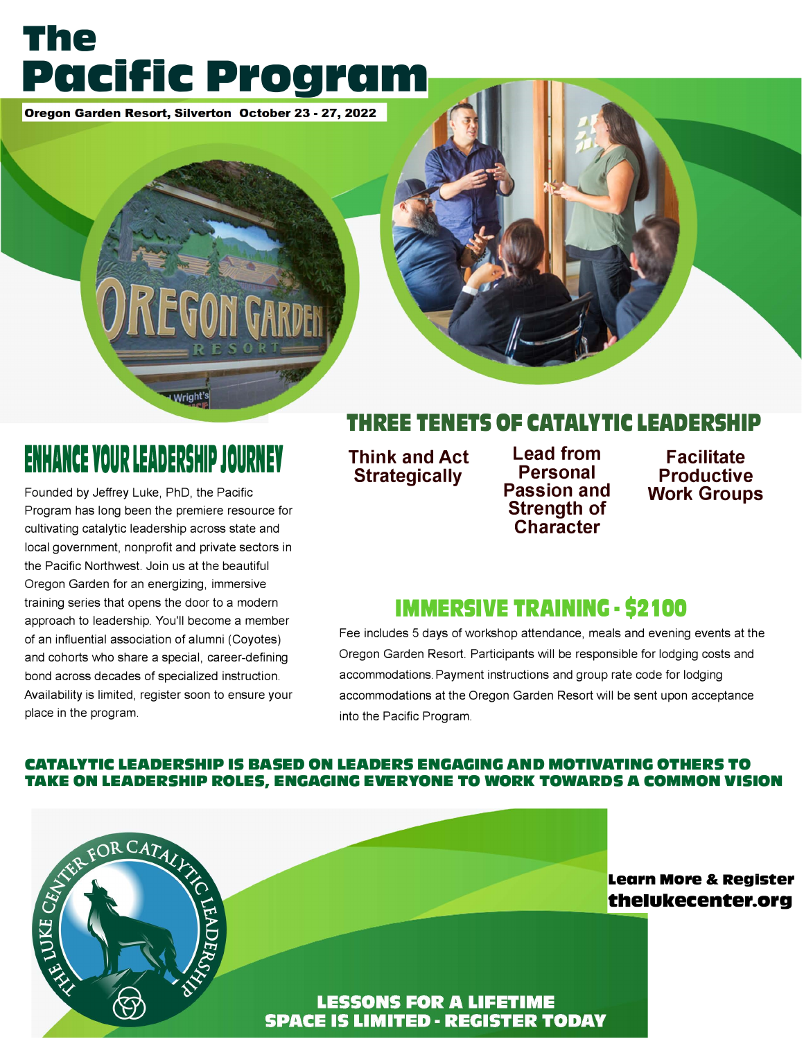# The Pacific Program

**Oregon Garden Resort, Silverton October 23 - 27, 2022**

## ENHANCE YOUR LEADERSHIP JOURNEY

Founded by Jeffrey Luke, PhD, the Pacific Program has long been the premiere resource for cultivating catalytic leadership across state and local government, nonprofit and private sectors in the Pacific Northwest. Join us at the beautiful Oregon Garden for an energizing, immersive training series that opens the door to a modern approach to leadership. You'll become a member of an influential association of alumni (Coyotes) and cohorts who share a special, career-defining bond across decades of specialized instruction. Availability is limited, register soon to ensure your place in the program.

## THREE TENETS OF CATALYTIC LEADERSHIP

- **Think and Act Strategically**
- **Lead from Personal Passion and Strength of Character**
- **Facilitate Productive Work Groups**

## IMMERSIVE TRAINING - $2100

Fee includes 5 days of workshop attendance, meals and evening events at the Oregon Garden Resort. Participants will be responsible for lodging costs and accommodations. Payment instructions and group rate code for lodging accommodations at the Oregon Garden Resort will be sent upon acceptance into the Pacific Program.

**CATALYTIC LEADERSHIP IS BASED ON LEADERS ENGAGING AND MOTIVATING OTHERS TO TAKE ON LEADERSHIP ROLES, ENGAGING EVERYONE TO WORK TOWARDS A COMMON VISION**

THE LUKE CENTER FOR CATALYTIC LEADERSHIP

**Learn More & Register**
**thelukecenter.org**

**LESSONS FOR A LIFETIME**
**SPACE IS LIMITED - REGISTER TODAY**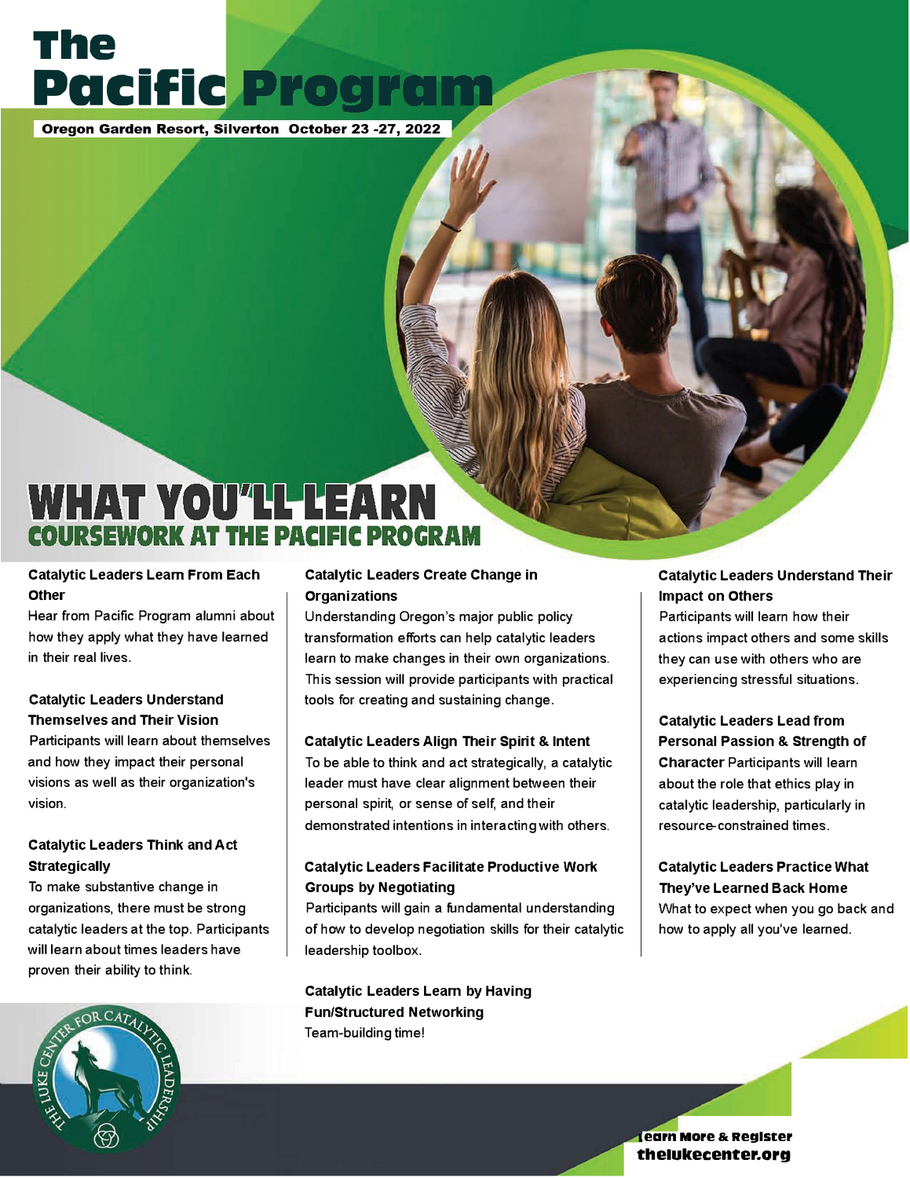# The Pacific Program

Oregon Garden Resort, Silverton October 23 -27, 2022

## WHAT YOU'LL LEARN

### COURSEWORK AT THE PACIFIC PROGRAM

**Catalytic Leaders Learn From Each Other**
Hear from Pacific Program alumni about how they apply what they have learned in their real lives.

**Catalytic Leaders Understand Themselves and Their Vision**
Participants will learn about themselves and how they impact their personal visions as well as their organization's vision.

**Catalytic Leaders Think and Act Strategically**
To make substantive change in organizations, there must be strong catalytic leaders at the top. Participants will learn about times leaders have proven their ability to think.

**Catalytic Leaders Create Change in Organizations**
Understanding Oregon's major public policy transformation efforts can help catalytic leaders learn to make changes in their own organizations. This session will provide participants with practical tools for creating and sustaining change.

**Catalytic Leaders Align Their Spirit & Intent**
To be able to think and act strategically, a catalytic leader must have clear alignment between their personal spirit, or sense of self, and their demonstrated intentions in interacting with others.

**Catalytic Leaders Facilitate Productive Work Groups by Negotiating**
Participants will gain a fundamental understanding of how to develop negotiation skills for their catalytic leadership toolbox.

**Catalytic Leaders Learn by Having Fun/Structured Networking**
Team-building time!

**Catalytic Leaders Understand Their Impact on Others**
Participants will learn how their actions impact others and some skills they can use with others who are experiencing stressful situations.

**Catalytic Leaders Lead from Personal Passion & Strength of Character** Participants will learn about the role that ethics play in catalytic leadership, particularly in resource-constrained times.

**Catalytic Leaders Practice What They've Learned Back Home**
What to expect when you go back and how to apply all you've learned.

THE LUKE CENTER FOR CATALYTIC LEADERSHIP

Learn More & Register
thelukecenter.org